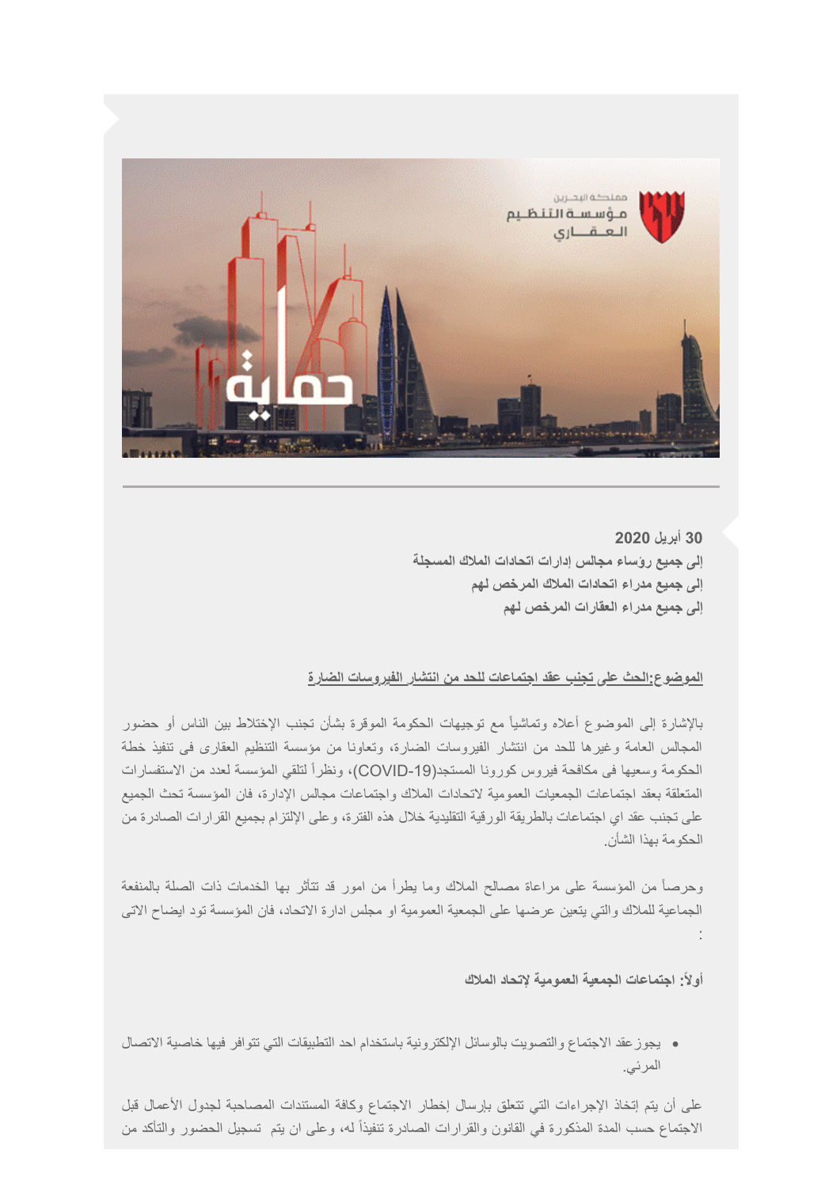30 أبريل 2020

**إلى جميع رؤساء مجالس إدارات اتحادات الملاك المسجلة**

**إلى جميع مدراء اتحادات الملاك المرخص لهم**

**إلى جميع مدراء العقارات المرخص لهم**

**الموضوع:الحث على تجنب عقد اجتماعات للحد من انتشار الفيروسات الضارة**

بالإشارة إلى الموضوع أعلاه وتماشياً مع توجيهات الحكومة الموقرة بشأن تجنب الإختلاط بين الناس أو حضور المجالس العامة وغيرها للحد من انتشار الفيروسات الضارة، وتعاونا من مؤسسة التنظيم العقارى فى تنفيذ خطة الحكومة وسعيها فى مكافحة فيروس كورونا المستجد(COVID-19)، ونظراً لتلقي المؤسسة لعدد من الاستفسارات المتعلقة بعقد اجتماعات الجمعيات العمومية لاتحادات الملاك واجتماعات مجالس الإدارة، فان المؤسسة تحث الجميع على تجنب عقد اي اجتماعات بالطريقة الورقية التقليدية خلال هذه الفترة، وعلى الإلتزام بجميع القرارات الصادرة من الحكومة بهذا الشأن.

وحرصاً من المؤسسة على مراعاة مصالح الملاك وما يطرأ من امور قد تتأثر بها الخدمات ذات الصلة بالمنفعة الجماعية للملاك والتي يتعين عرضها على الجمعية العمومية او مجلس ادارة الاتحاد، فان المؤسسة تود ايضاح الاتى :

**أولاً: اجتماعات الجمعية العمومية لإتحاد الملاك**

- يجوز عقد الاجتماع والتصويت بالوسائل الإلكترونية باستخدام احد التطبيقات التي تتوافر فيها خاصية الاتصال المرئي.

على أن يتم إتخاذ الإجراءات التي تتعلق بإرسال إخطار الاجتماع وكافة المستندات المصاحبة لجدول الأعمال قبل الاجتماع حسب المدة المذكورة في القانون والقرارات الصادرة تنفيذاً له، وعلى ان يتم تسجيل الحضور والتأكد من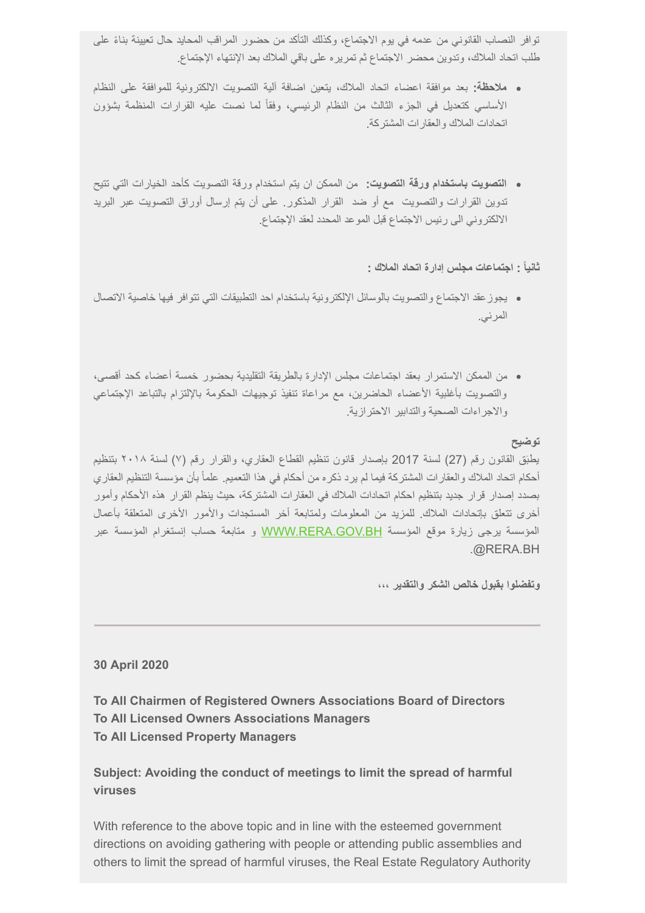توافر النصاب القانوني من عدمه في يوم الاجتماع، وكذلك التأكد من حضور المراقب المحايد حال تعيينة بناءً على طلب اتحاد الملاك، وتدوين محضر الاجتماع ثم تمريره على باقي الملاك بعد الإنتهاء الإجتماع.

- **ملاحظة:** بعد موافقة اعضاء اتحاد الملاك، يتعين اضافة ألية التصويت الالكترونية للموافقة على النظام الأساسي كتعديل في الجزء الثالث من النظام الرئيسي، وفقاً لما نصت عليه القرارات المنظمة بشؤون اتحادات الملاك والعقارات المشتركة.

- **التصويت باستخدام ورقة التصويت:** من الممكن ان يتم استخدام ورقة التصويت كأحد الخيارات التي تتيح تدوين القرارات والتصويت مع أو ضد القرار المذكور. على أن يتم إرسال أوراق التصويت عبر البريد الالكتروني الى رئيس الاجتماع قبل الموعد المحدد لعقد الإجتماع.

**ثانياً : اجتماعات مجلس إدارة اتحاد الملاك :**

- يجوز عقد الاجتماع والتصويت بالوسائل الإلكترونية باستخدام احد التطبيقات التي تتوافر فيها خاصية الاتصال المرئي.

- من الممكن الاستمرار بعقد اجتماعات مجلس الإدارة بالطريقة التقليدية بحضور خمسة أعضاء كحد أقصى، والتصويت بأغلبية الأعضاء الحاضرين، مع مراعاة تنفيذ توجيهات الحكومة بالإلتزام بالتباعد الإجتماعي والاجراءات الصحية والتدابير الاحترازية.

**توضيح**

يطبّق القانون رقم (27) لسنة 2017 بإصدار قانون تنظيم القطاع العقاري، والقرار رقم (٧) لسنة ٢٠١٨ بتنظيم أحكام اتحاد الملاك والعقارات المشتركة فيما لم يرد ذكره من أحكام في هذا التعميم. علماً بأن مؤسسة التنظيم العقاري بصدد إصدار قرار جديد بتنظيم احكام اتحادات الملاك في العقارات المشتركة، حيث ينظم القرار هذه الأحكام وأمور أخرى تتعلق بإتحادات الملاك. للمزيد من المعلومات ولمتابعة أخر المستجدات والأمور الأخرى المتعلقة بأعمال المؤسسة يرجى زيارة موقع المؤسسة WWW.RERA.GOV.BH و متابعة حساب إنستغرام المؤسسة عبر @RERA.BH.

**وتفضلوا بقبول خالص الشكر والتقدير ،،،**

---

**30 April 2020**

**To All Chairmen of Registered Owners Associations Board of Directors**
**To All Licensed Owners Associations Managers**
**To All Licensed Property Managers**

**Subject: Avoiding the conduct of meetings to limit the spread of harmful viruses**

With reference to the above topic and in line with the esteemed government directions on avoiding gathering with people or attending public assemblies and others to limit the spread of harmful viruses, the Real Estate Regulatory Authority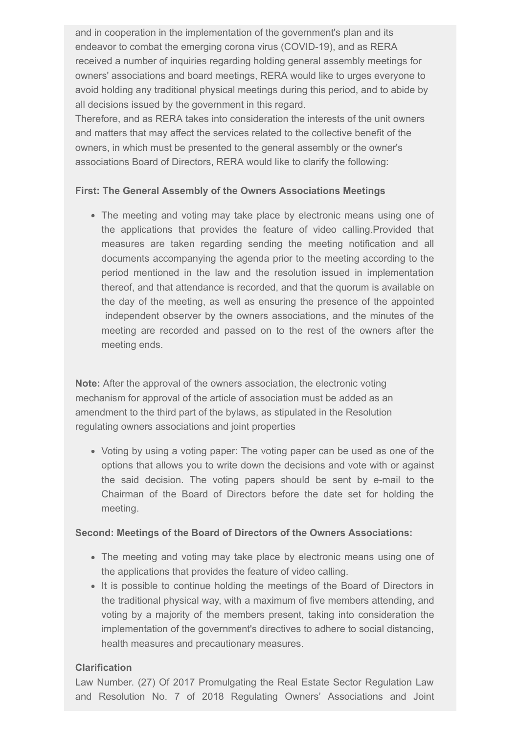and in cooperation in the implementation of the government's plan and its endeavor to combat the emerging corona virus (COVID-19), and as RERA received a number of inquiries regarding holding general assembly meetings for owners' associations and board meetings, RERA would like to urges everyone to avoid holding any traditional physical meetings during this period, and to abide by all decisions issued by the government in this regard.
Therefore, and as RERA takes into consideration the interests of the unit owners and matters that may affect the services related to the collective benefit of the owners, in which must be presented to the general assembly or the owner's associations Board of Directors, RERA would like to clarify the following:

**First: The General Assembly of the Owners Associations Meetings**

- The meeting and voting may take place by electronic means using one of the applications that provides the feature of video calling.Provided that measures are taken regarding sending the meeting notification and all documents accompanying the agenda prior to the meeting according to the period mentioned in the law and the resolution issued in implementation thereof, and that attendance is recorded, and that the quorum is available on the day of the meeting, as well as ensuring the presence of the appointed independent observer by the owners associations, and the minutes of the meeting are recorded and passed on to the rest of the owners after the meeting ends.

**Note:** After the approval of the owners association, the electronic voting mechanism for approval of the article of association must be added as an amendment to the third part of the bylaws, as stipulated in the Resolution regulating owners associations and joint properties

- Voting by using a voting paper: The voting paper can be used as one of the options that allows you to write down the decisions and vote with or against the said decision. The voting papers should be sent by e-mail to the Chairman of the Board of Directors before the date set for holding the meeting.

**Second: Meetings of the Board of Directors of the Owners Associations:**

- The meeting and voting may take place by electronic means using one of the applications that provides the feature of video calling.
- It is possible to continue holding the meetings of the Board of Directors in the traditional physical way, with a maximum of five members attending, and voting by a majority of the members present, taking into consideration the implementation of the government's directives to adhere to social distancing, health measures and precautionary measures.

**Clarification**

Law Number. (27) Of 2017 Promulgating the Real Estate Sector Regulation Law and Resolution No. 7 of 2018 Regulating Owners' Associations and Joint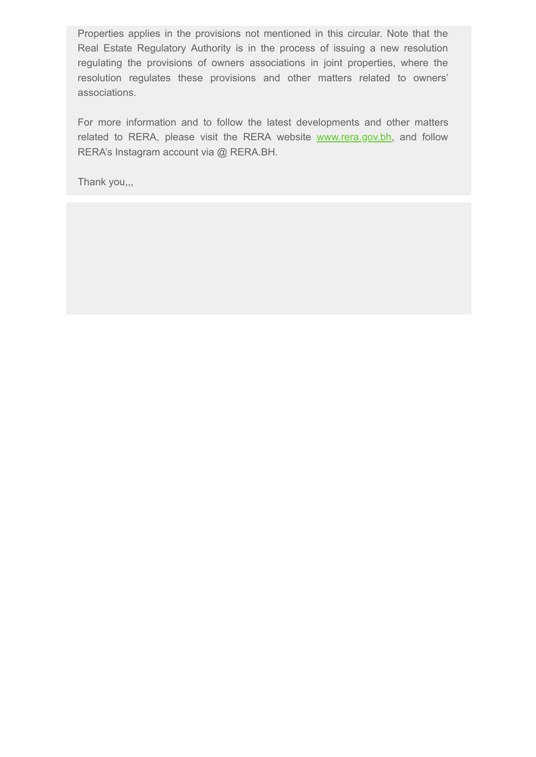Properties applies in the provisions not mentioned in this circular. Note that the Real Estate Regulatory Authority is in the process of issuing a new resolution regulating the provisions of owners associations in joint properties, where the resolution regulates these provisions and other matters related to owners' associations.

For more information and to follow the latest developments and other matters related to RERA, please visit the RERA website www.rera.gov.bh, and follow RERA's Instagram account via @ RERA.BH.

Thank you,,,